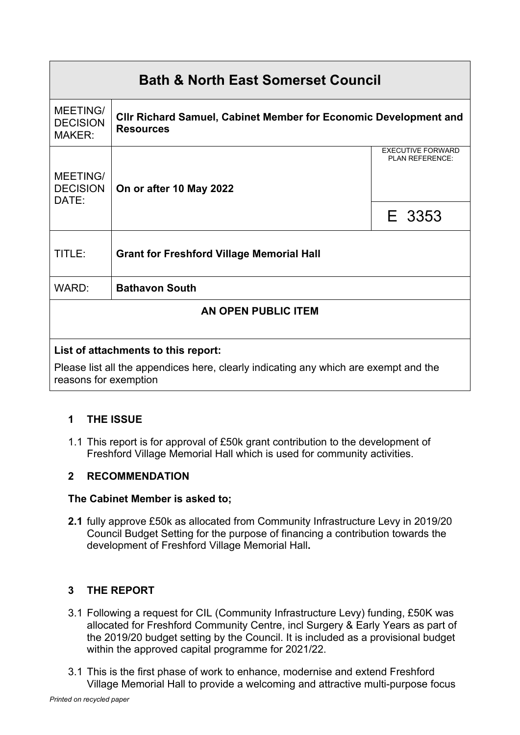| Bath & North East Somerset Council | | |
|---|---|---|
| MEETING/ DECISION MAKER: | **Cllr Richard Samuel, Cabinet Member for Economic Development and Resources** | |
| MEETING/ DECISION DATE: | **On or after 10 May 2022** | EXECUTIVE FORWARD PLAN REFERENCE: |
| | | E 3353 |
| TITLE: | **Grant for Freshford Village Memorial Hall** | |
| WARD: | **Bathavon South** | |
| **AN OPEN PUBLIC ITEM** | | |
| **List of attachments to this report:** Please list all the appendices here, clearly indicating any which are exempt and the reasons for exemption | | |

## 1 THE ISSUE

1.1 This report is for approval of £50k grant contribution to the development of Freshford Village Memorial Hall which is used for community activities.

## 2 RECOMMENDATION

**The Cabinet Member is asked to;**

**2.1** fully approve £50k as allocated from Community Infrastructure Levy in 2019/20 Council Budget Setting for the purpose of financing a contribution towards the development of Freshford Village Memorial Hall**.**

## 3 THE REPORT

3.1 Following a request for CIL (Community Infrastructure Levy) funding, £50K was allocated for Freshford Community Centre, incl Surgery & Early Years as part of the 2019/20 budget setting by the Council. It is included as a provisional budget within the approved capital programme for 2021/22.

3.1 This is the first phase of work to enhance, modernise and extend Freshford Village Memorial Hall to provide a welcoming and attractive multi-purpose focus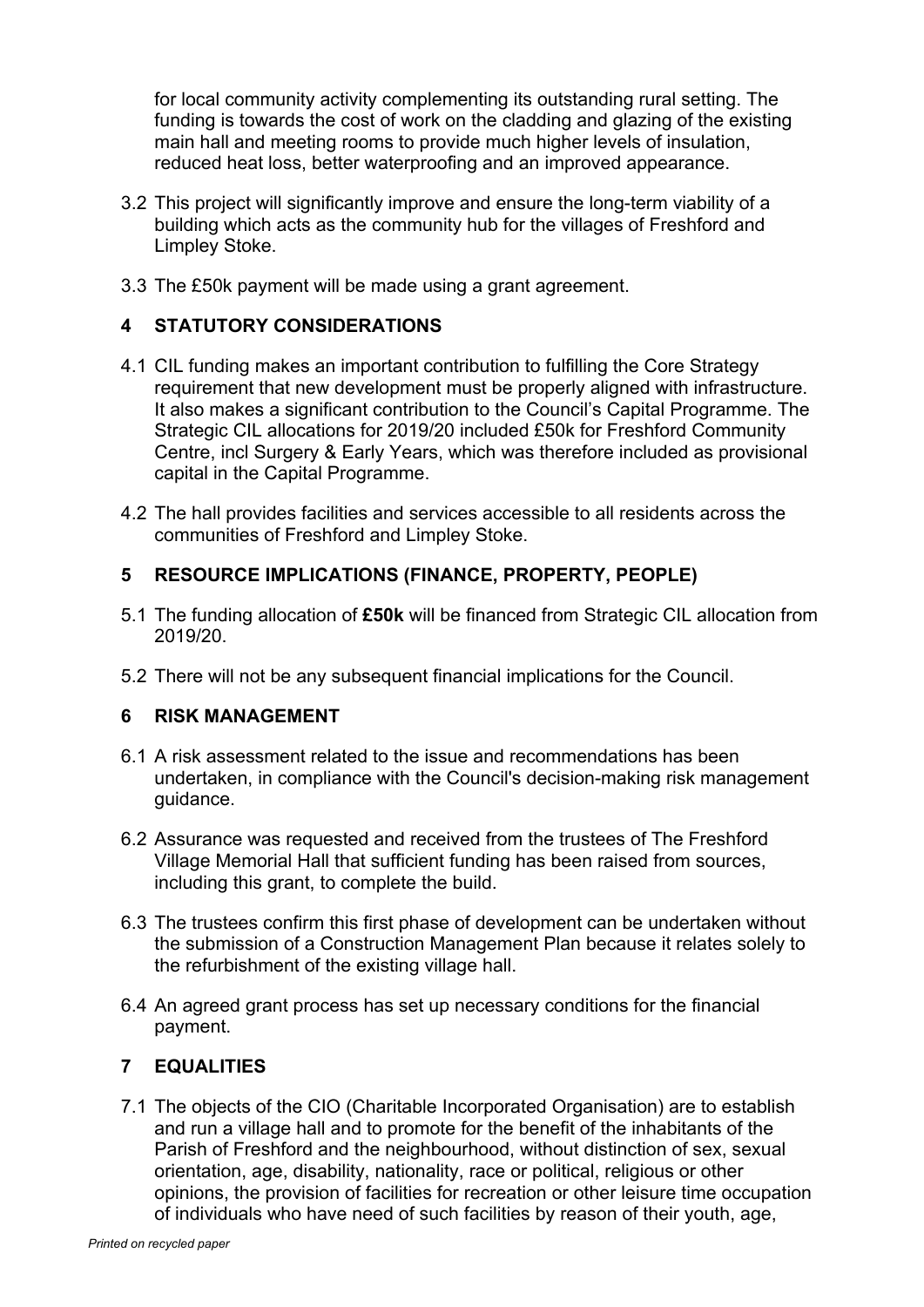for local community activity complementing its outstanding rural setting. The funding is towards the cost of work on the cladding and glazing of the existing main hall and meeting rooms to provide much higher levels of insulation, reduced heat loss, better waterproofing and an improved appearance.

3.2 This project will significantly improve and ensure the long-term viability of a building which acts as the community hub for the villages of Freshford and Limpley Stoke.

3.3 The £50k payment will be made using a grant agreement.

## 4 STATUTORY CONSIDERATIONS

4.1 CIL funding makes an important contribution to fulfilling the Core Strategy requirement that new development must be properly aligned with infrastructure. It also makes a significant contribution to the Council's Capital Programme. The Strategic CIL allocations for 2019/20 included £50k for Freshford Community Centre, incl Surgery & Early Years, which was therefore included as provisional capital in the Capital Programme.

4.2 The hall provides facilities and services accessible to all residents across the communities of Freshford and Limpley Stoke.

## 5 RESOURCE IMPLICATIONS (FINANCE, PROPERTY, PEOPLE)

5.1 The funding allocation of **£50k** will be financed from Strategic CIL allocation from 2019/20.

5.2 There will not be any subsequent financial implications for the Council.

## 6 RISK MANAGEMENT

6.1 A risk assessment related to the issue and recommendations has been undertaken, in compliance with the Council's decision-making risk management guidance.

6.2 Assurance was requested and received from the trustees of The Freshford Village Memorial Hall that sufficient funding has been raised from sources, including this grant, to complete the build.

6.3 The trustees confirm this first phase of development can be undertaken without the submission of a Construction Management Plan because it relates solely to the refurbishment of the existing village hall.

6.4 An agreed grant process has set up necessary conditions for the financial payment.

## 7 EQUALITIES

7.1 The objects of the CIO (Charitable Incorporated Organisation) are to establish and run a village hall and to promote for the benefit of the inhabitants of the Parish of Freshford and the neighbourhood, without distinction of sex, sexual orientation, age, disability, nationality, race or political, religious or other opinions, the provision of facilities for recreation or other leisure time occupation of individuals who have need of such facilities by reason of their youth, age,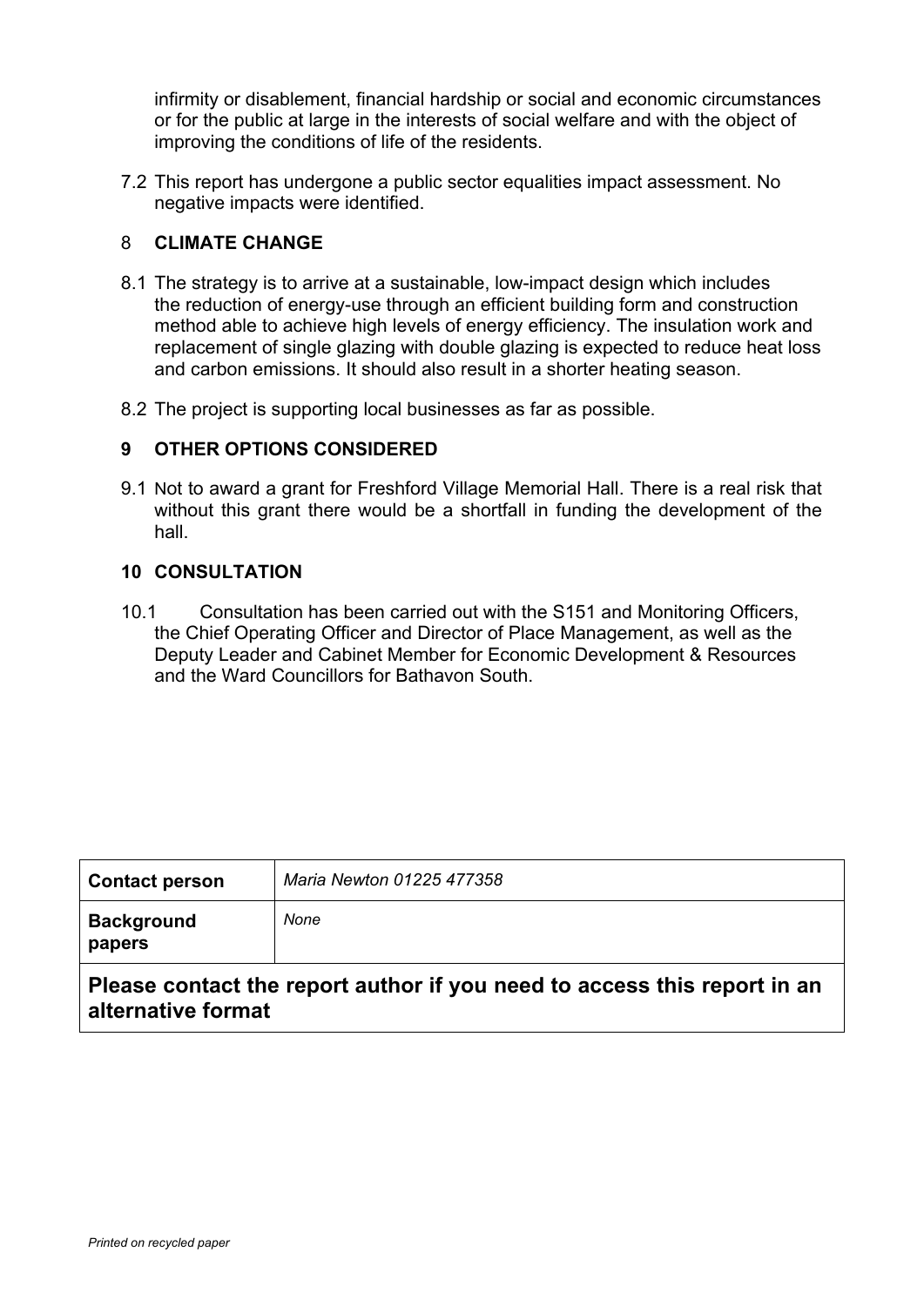infirmity or disablement, financial hardship or social and economic circumstances or for the public at large in the interests of social welfare and with the object of improving the conditions of life of the residents.

7.2 This report has undergone a public sector equalities impact assessment. No negative impacts were identified.

## 8 CLIMATE CHANGE

8.1 The strategy is to arrive at a sustainable, low-impact design which includes the reduction of energy-use through an efficient building form and construction method able to achieve high levels of energy efficiency. The insulation work and replacement of single glazing with double glazing is expected to reduce heat loss and carbon emissions. It should also result in a shorter heating season.

8.2 The project is supporting local businesses as far as possible.

## 9 OTHER OPTIONS CONSIDERED

9.1 Not to award a grant for Freshford Village Memorial Hall. There is a real risk that without this grant there would be a shortfall in funding the development of the hall.

## 10 CONSULTATION

10.1 Consultation has been carried out with the S151 and Monitoring Officers, the Chief Operating Officer and Director of Place Management, as well as the Deputy Leader and Cabinet Member for Economic Development & Resources and the Ward Councillors for Bathavon South.

| | |
|---|---|
| **Contact person** | *Maria Newton 01225 477358* |
| **Background papers** | *None* |
| **Please contact the report author if you need to access this report in an alternative format** | |

*Printed on recycled paper*